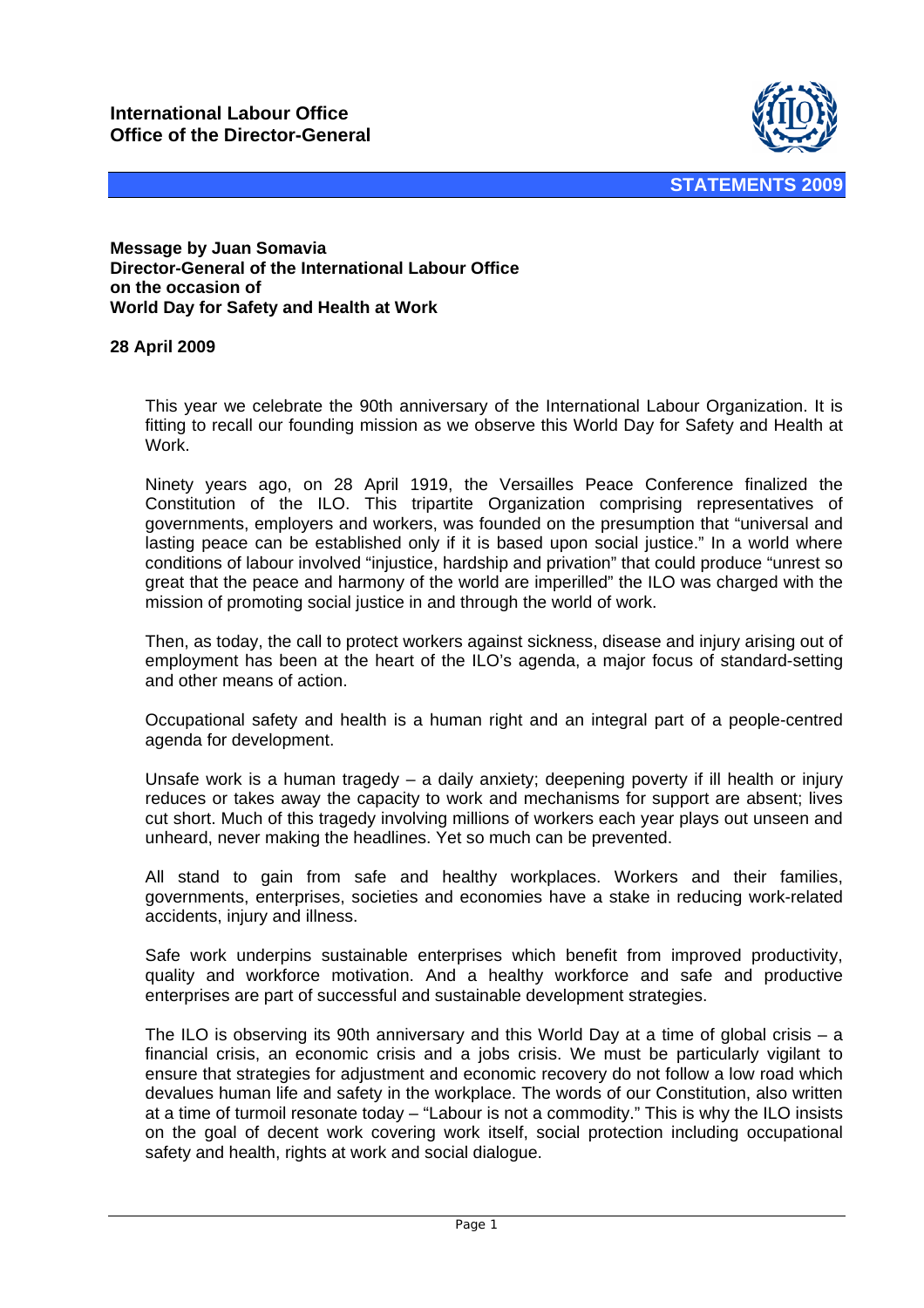**International Labour Office**
**Office of the Director-General**

**STATEMENTS 2009**

**Message by Juan Somavia**
**Director-General of the International Labour Office**
**on the occasion of**
**World Day for Safety and Health at Work**

**28 April 2009**

This year we celebrate the 90th anniversary of the International Labour Organization. It is fitting to recall our founding mission as we observe this World Day for Safety and Health at Work.

Ninety years ago, on 28 April 1919, the Versailles Peace Conference finalized the Constitution of the ILO. This tripartite Organization comprising representatives of governments, employers and workers, was founded on the presumption that "universal and lasting peace can be established only if it is based upon social justice." In a world where conditions of labour involved "injustice, hardship and privation" that could produce "unrest so great that the peace and harmony of the world are imperilled" the ILO was charged with the mission of promoting social justice in and through the world of work.

Then, as today, the call to protect workers against sickness, disease and injury arising out of employment has been at the heart of the ILO's agenda, a major focus of standard-setting and other means of action.

Occupational safety and health is a human right and an integral part of a people-centred agenda for development.

Unsafe work is a human tragedy – a daily anxiety; deepening poverty if ill health or injury reduces or takes away the capacity to work and mechanisms for support are absent; lives cut short. Much of this tragedy involving millions of workers each year plays out unseen and unheard, never making the headlines. Yet so much can be prevented.

All stand to gain from safe and healthy workplaces. Workers and their families, governments, enterprises, societies and economies have a stake in reducing work-related accidents, injury and illness.

Safe work underpins sustainable enterprises which benefit from improved productivity, quality and workforce motivation. And a healthy workforce and safe and productive enterprises are part of successful and sustainable development strategies.

The ILO is observing its 90th anniversary and this World Day at a time of global crisis – a financial crisis, an economic crisis and a jobs crisis. We must be particularly vigilant to ensure that strategies for adjustment and economic recovery do not follow a low road which devalues human life and safety in the workplace. The words of our Constitution, also written at a time of turmoil resonate today – "Labour is not a commodity." This is why the ILO insists on the goal of decent work covering work itself, social protection including occupational safety and health, rights at work and social dialogue.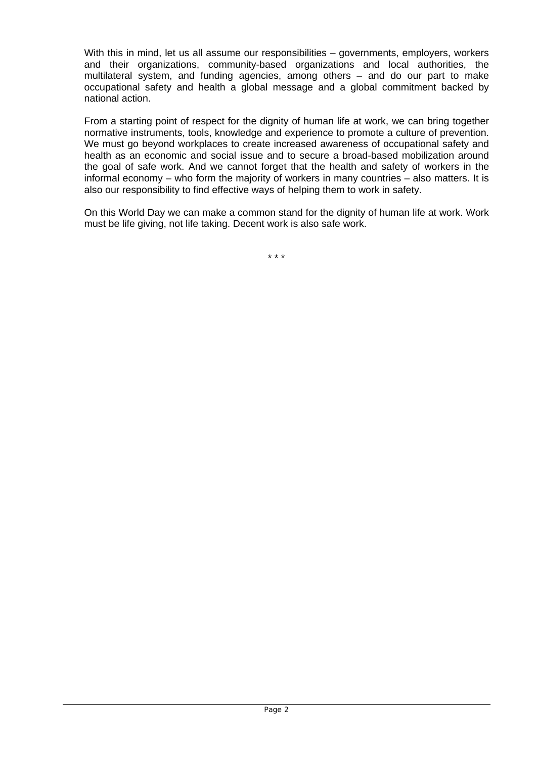With this in mind, let us all assume our responsibilities – governments, employers, workers and their organizations, community-based organizations and local authorities, the multilateral system, and funding agencies, among others – and do our part to make occupational safety and health a global message and a global commitment backed by national action.

From a starting point of respect for the dignity of human life at work, we can bring together normative instruments, tools, knowledge and experience to promote a culture of prevention. We must go beyond workplaces to create increased awareness of occupational safety and health as an economic and social issue and to secure a broad-based mobilization around the goal of safe work. And we cannot forget that the health and safety of workers in the informal economy – who form the majority of workers in many countries – also matters. It is also our responsibility to find effective ways of helping them to work in safety.

On this World Day we can make a common stand for the dignity of human life at work. Work must be life giving, not life taking. Decent work is also safe work.

* * *